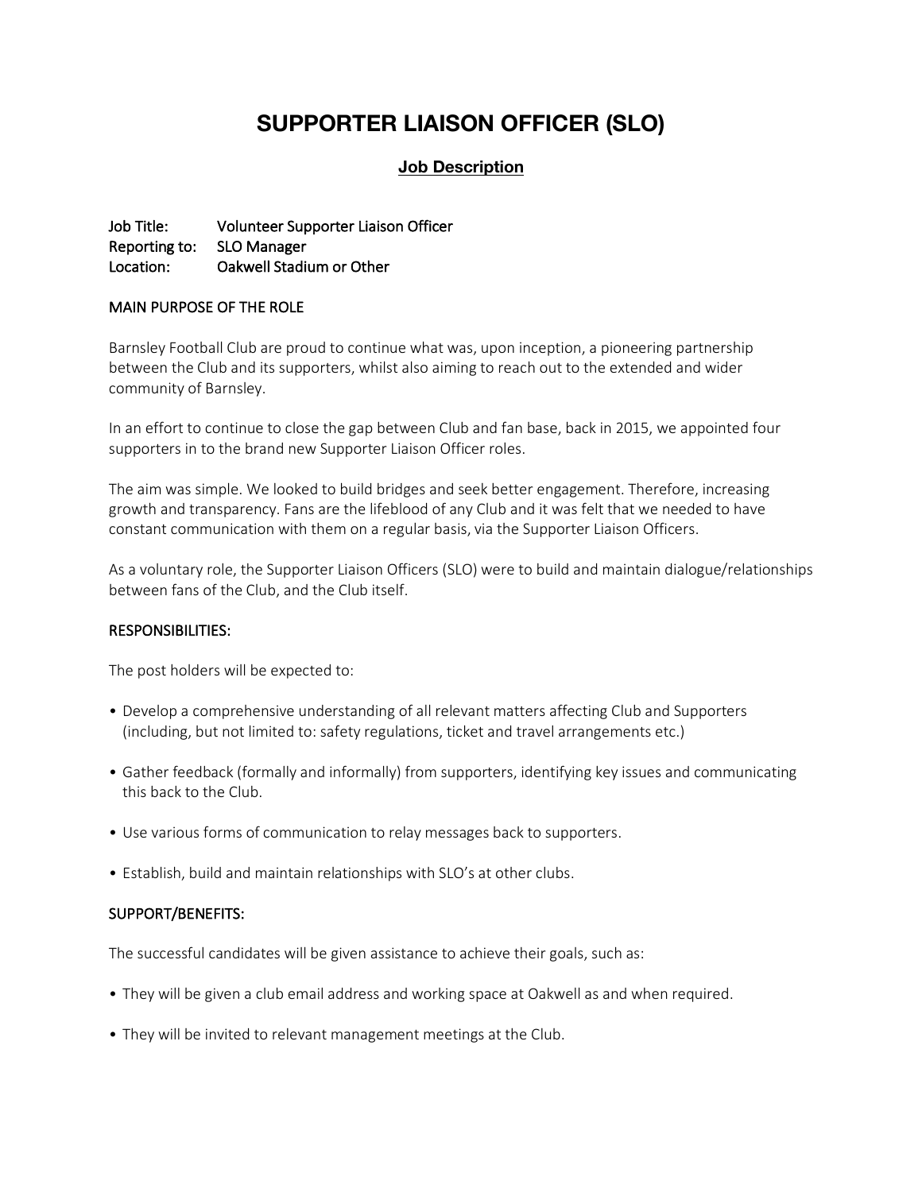# SUPPORTER LIAISON OFFICER (SLO)

## Job Description

Job Title: Volunteer Supporter Liaison Officer
Reporting to: SLO Manager
Location: Oakwell Stadium or Other

### MAIN PURPOSE OF THE ROLE

Barnsley Football Club are proud to continue what was, upon inception, a pioneering partnership between the Club and its supporters, whilst also aiming to reach out to the extended and wider community of Barnsley.

In an effort to continue to close the gap between Club and fan base, back in 2015, we appointed four supporters in to the brand new Supporter Liaison Officer roles.

The aim was simple. We looked to build bridges and seek better engagement. Therefore, increasing growth and transparency. Fans are the lifeblood of any Club and it was felt that we needed to have constant communication with them on a regular basis, via the Supporter Liaison Officers.

As a voluntary role, the Supporter Liaison Officers (SLO) were to build and maintain dialogue/relationships between fans of the Club, and the Club itself.

### RESPONSIBILITIES:

The post holders will be expected to:

- Develop a comprehensive understanding of all relevant matters affecting Club and Supporters (including, but not limited to: safety regulations, ticket and travel arrangements etc.)
- Gather feedback (formally and informally) from supporters, identifying key issues and communicating this back to the Club.
- Use various forms of communication to relay messages back to supporters.
- Establish, build and maintain relationships with SLO's at other clubs.

### SUPPORT/BENEFITS:

The successful candidates will be given assistance to achieve their goals, such as:

- They will be given a club email address and working space at Oakwell as and when required.
- They will be invited to relevant management meetings at the Club.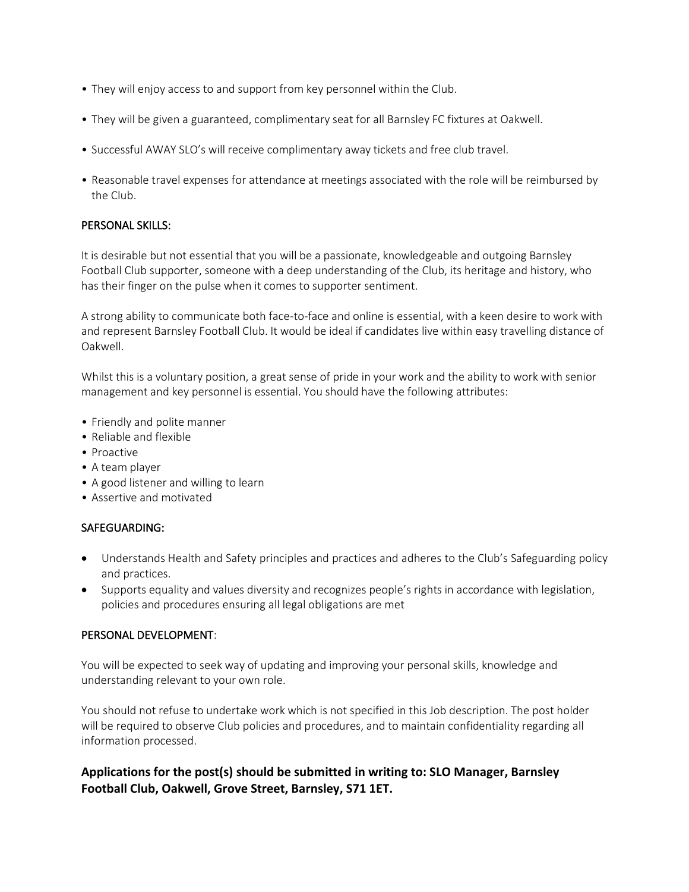- They will enjoy access to and support from key personnel within the Club.
- They will be given a guaranteed, complimentary seat for all Barnsley FC fixtures at Oakwell.
- Successful AWAY SLO's will receive complimentary away tickets and free club travel.
- Reasonable travel expenses for attendance at meetings associated with the role will be reimbursed by the Club.

## PERSONAL SKILLS:

It is desirable but not essential that you will be a passionate, knowledgeable and outgoing Barnsley Football Club supporter, someone with a deep understanding of the Club, its heritage and history, who has their finger on the pulse when it comes to supporter sentiment.

A strong ability to communicate both face-to-face and online is essential, with a keen desire to work with and represent Barnsley Football Club. It would be ideal if candidates live within easy travelling distance of Oakwell.

Whilst this is a voluntary position, a great sense of pride in your work and the ability to work with senior management and key personnel is essential. You should have the following attributes:

- Friendly and polite manner
- Reliable and flexible
- Proactive
- A team player
- A good listener and willing to learn
- Assertive and motivated

## SAFEGUARDING:

- Understands Health and Safety principles and practices and adheres to the Club's Safeguarding policy and practices.
- Supports equality and values diversity and recognizes people's rights in accordance with legislation, policies and procedures ensuring all legal obligations are met

## PERSONAL DEVELOPMENT:

You will be expected to seek way of updating and improving your personal skills, knowledge and understanding relevant to your own role.

You should not refuse to undertake work which is not specified in this Job description. The post holder will be required to observe Club policies and procedures, and to maintain confidentiality regarding all information processed.

**Applications for the post(s) should be submitted in writing to: SLO Manager, Barnsley Football Club, Oakwell, Grove Street, Barnsley, S71 1ET.**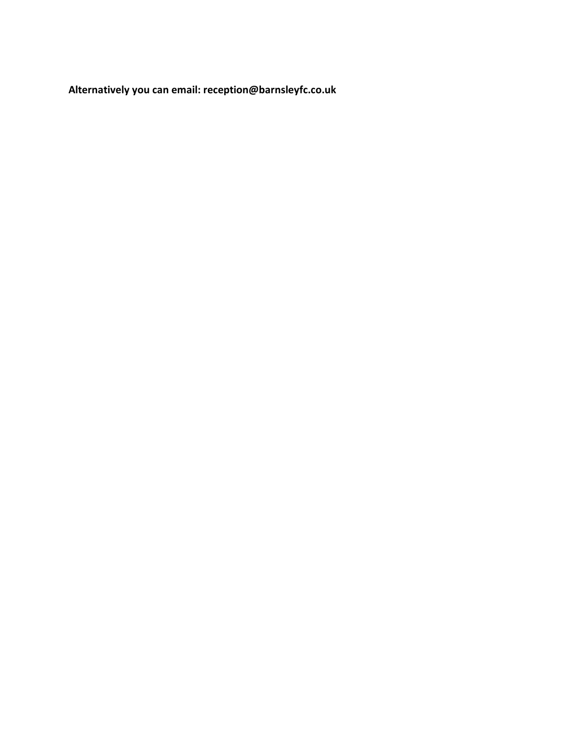**Alternatively you can email: reception@barnsleyfc.co.uk**